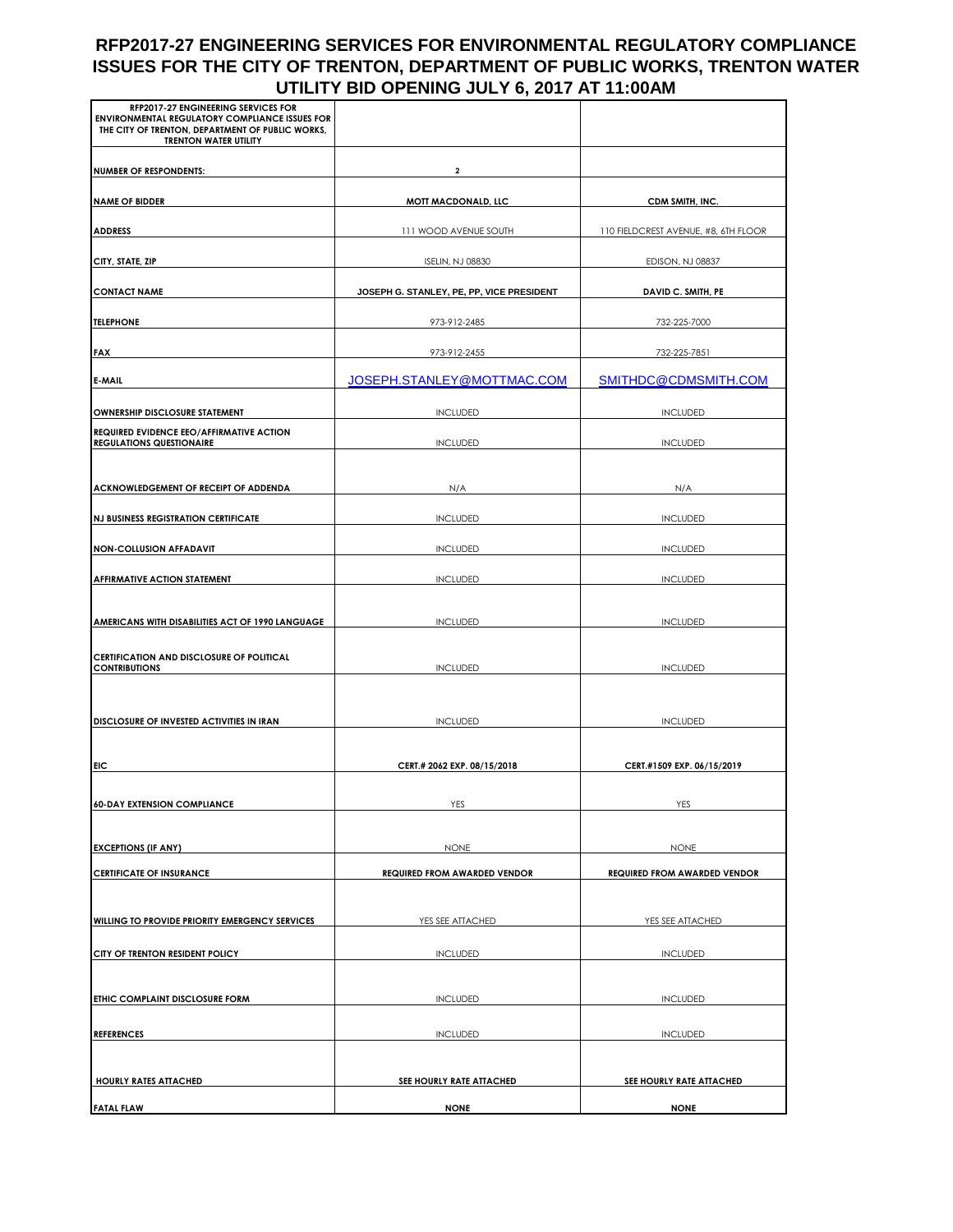# RFP2017-27 ENGINEERING SERVICES FOR ENVIRONMENTAL REGULATORY COMPLIANCE ISSUES FOR THE CITY OF TRENTON, DEPARTMENT OF PUBLIC WORKS, TRENTON WATER UTILITY BID OPENING JULY 6, 2017 AT 11:00AM

| RFP2017-27 ENGINEERING SERVICES FOR ENVIRONMENTAL REGULATORY COMPLIANCE ISSUES FOR THE CITY OF TRENTON, DEPARTMENT OF PUBLIC WORKS, TRENTON WATER UTILITY | | |
|---|---|---|
| NUMBER OF RESPONDENTS: | 2 | |
| NAME OF BIDDER | MOTT MACDONALD, LLC | CDM SMITH, INC. |
| ADDRESS | 111 WOOD AVENUE SOUTH | 110 FIELDCREST AVENUE, #8, 6TH FLOOR |
| CITY, STATE, ZIP | ISELIN, NJ 08830 | EDISON, NJ 08837 |
| CONTACT NAME | JOSEPH G. STANLEY, PE, PP, VICE PRESIDENT | DAVID C. SMITH, PE |
| TELEPHONE | 973-912-2485 | 732-225-7000 |
| FAX | 973-912-2455 | 732-225-7851 |
| E-MAIL | JOSEPH.STANLEY@MOTTMAC.COM | SMITHDC@CDMSMITH.COM |
| OWNERSHIP DISCLOSURE STATEMENT | INCLUDED | INCLUDED |
| REQUIRED EVIDENCE EEO/AFFIRMATIVE ACTION REGULATIONS QUESTIONAIRE | INCLUDED | INCLUDED |
| ACKNOWLEDGEMENT OF RECEIPT OF ADDENDA | N/A | N/A |
| NJ BUSINESS REGISTRATION CERTIFICATE | INCLUDED | INCLUDED |
| NON-COLLUSION AFFADAVIT | INCLUDED | INCLUDED |
| AFFIRMATIVE ACTION STATEMENT | INCLUDED | INCLUDED |
| AMERICANS WITH DISABILITIES ACT OF 1990 LANGUAGE | INCLUDED | INCLUDED |
| CERTIFICATION AND DISCLOSURE OF POLITICAL CONTRIBUTIONS | INCLUDED | INCLUDED |
| DISCLOSURE OF INVESTED ACTIVITIES IN IRAN | INCLUDED | INCLUDED |
| EIC | CERT.# 2062 EXP. 08/15/2018 | CERT.#1509 EXP. 06/15/2019 |
| 60-DAY EXTENSION COMPLIANCE | YES | YES |
| EXCEPTIONS (IF ANY) | NONE | NONE |
| CERTIFICATE OF INSURANCE | REQUIRED FROM AWARDED VENDOR | REQUIRED FROM AWARDED VENDOR |
| WILLING TO PROVIDE PRIORITY EMERGENCY SERVICES | YES SEE ATTACHED | YES SEE ATTACHED |
| CITY OF TRENTON RESIDENT POLICY | INCLUDED | INCLUDED |
| ETHIC COMPLAINT DISCLOSURE FORM | INCLUDED | INCLUDED |
| REFERENCES | INCLUDED | INCLUDED |
| HOURLY RATES ATTACHED | SEE HOURLY RATE ATTACHED | SEE HOURLY RATE ATTACHED |
| FATAL FLAW | NONE | NONE |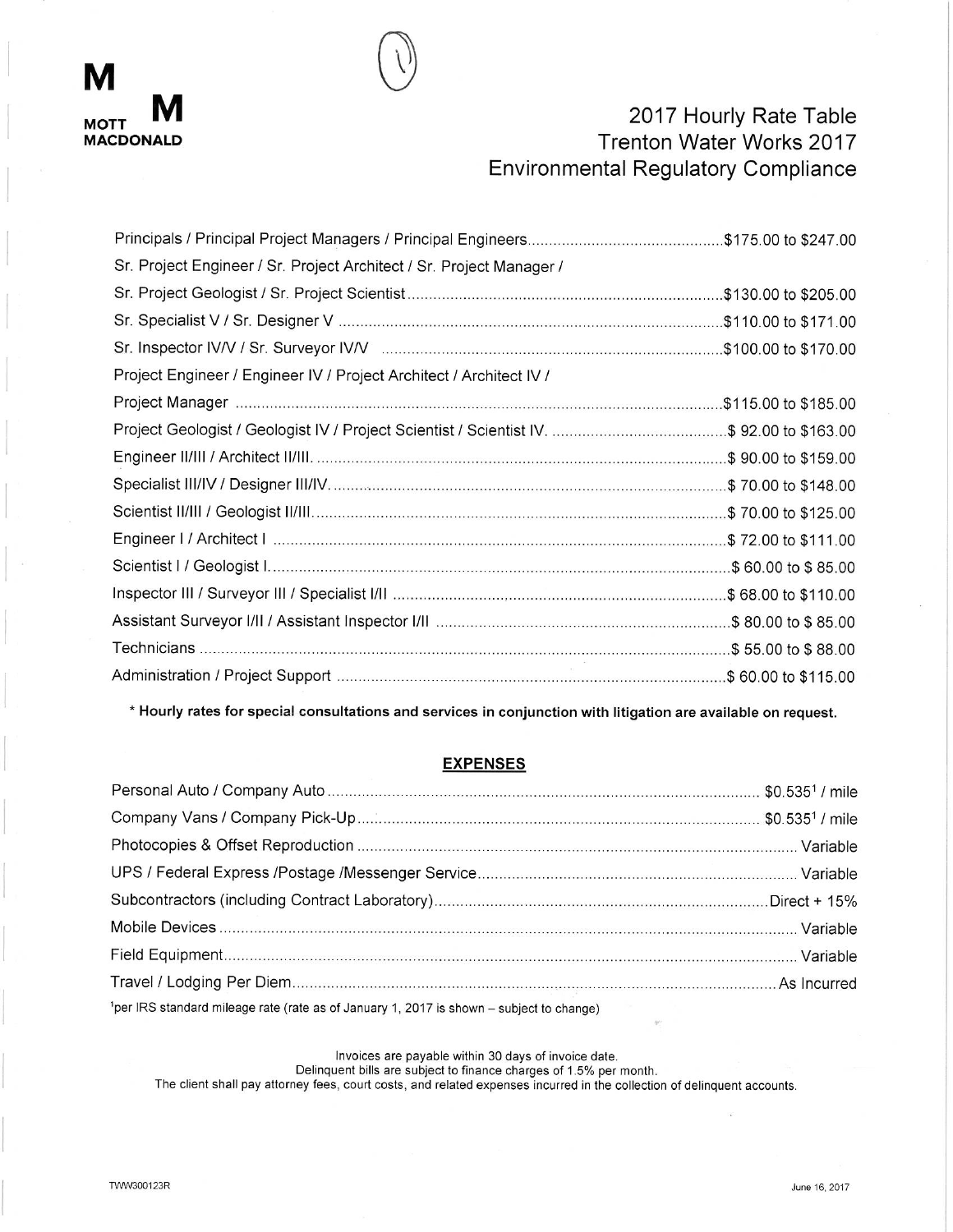**MOTT MACDONALD**

# 2017 Hourly Rate Table
## Trenton Water Works 2017
## Environmental Regulatory Compliance

| Position | Rate |
|---|---|
| Principals / Principal Project Managers / Principal Engineers | $175.00 to $247.00 |
| Sr. Project Engineer / Sr. Project Architect / Sr. Project Manager / Sr. Project Geologist / Sr. Project Scientist | $130.00 to $205.00 |
| Sr. Specialist V / Sr. Designer V | $110.00 to $171.00 |
| Sr. Inspector IV/V / Sr. Surveyor IV/V | $100.00 to $170.00 |
| Project Engineer / Engineer IV / Project Architect / Architect IV / Project Manager | $115.00 to $185.00 |
| Project Geologist / Geologist IV / Project Scientist / Scientist IV. | $ 92.00 to $163.00 |
| Engineer II/III / Architect II/III. | $ 90.00 to $159.00 |
| Specialist III/IV / Designer III/IV. | $ 70.00 to $148.00 |
| Scientist II/III / Geologist II/III. | $ 70.00 to $125.00 |
| Engineer I / Architect I | $ 72.00 to $111.00 |
| Scientist I / Geologist I. | $ 60.00 to $ 85.00 |
| Inspector III / Surveyor III / Specialist I/II | $ 68.00 to $110.00 |
| Assistant Surveyor I/II / Assistant Inspector I/II | $ 80.00 to $ 85.00 |
| Technicians | $ 55.00 to $ 88.00 |
| Administration / Project Support | $ 60.00 to $115.00 |

**\* Hourly rates for special consultations and services in conjunction with litigation are available on request.**

## EXPENSES

| Expense | Rate |
|---|---|
| Personal Auto / Company Auto | $0.535[1] / mile |
| Company Vans / Company Pick-Up | $0.535[1] / mile |
| Photocopies & Offset Reproduction | Variable |
| UPS / Federal Express /Postage /Messenger Service | Variable |
| Subcontractors (including Contract Laboratory) | Direct + 15% |
| Mobile Devices | Variable |
| Field Equipment | Variable |
| Travel / Lodging Per Diem | As Incurred |

[1]per IRS standard mileage rate (rate as of January 1, 2017 is shown – subject to change)

Invoices are payable within 30 days of invoice date.
Delinquent bills are subject to finance charges of 1.5% per month.
The client shall pay attorney fees, court costs, and related expenses incurred in the collection of delinquent accounts.

TWW300123R

June 16, 2017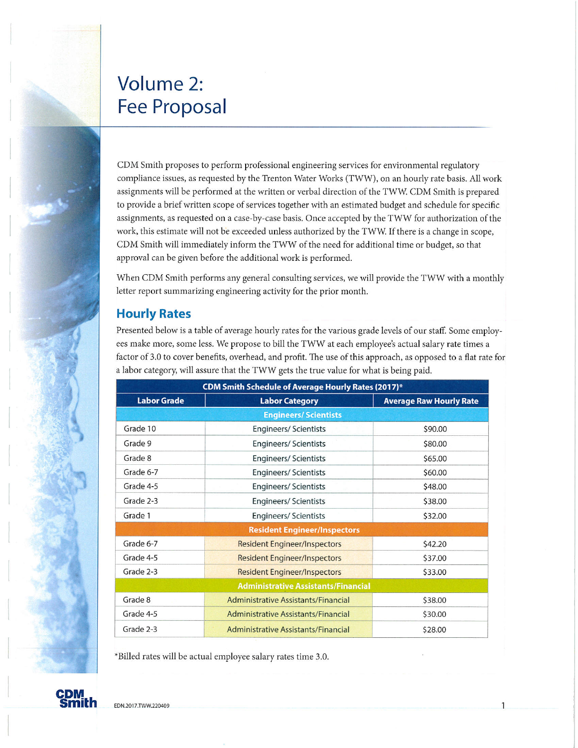# Volume 2: Fee Proposal

CDM Smith proposes to perform professional engineering services for environmental regulatory compliance issues, as requested by the Trenton Water Works (TWW), on an hourly rate basis. All work assignments will be performed at the written or verbal direction of the TWW. CDM Smith is prepared to provide a brief written scope of services together with an estimated budget and schedule for specific assignments, as requested on a case-by-case basis. Once accepted by the TWW for authorization of the work, this estimate will not be exceeded unless authorized by the TWW. If there is a change in scope, CDM Smith will immediately inform the TWW of the need for additional time or budget, so that approval can be given before the additional work is performed.

When CDM Smith performs any general consulting services, we will provide the TWW with a monthly letter report summarizing engineering activity for the prior month.

## Hourly Rates

Presented below is a table of average hourly rates for the various grade levels of our staff. Some employees make more, some less. We propose to bill the TWW at each employee's actual salary rate times a factor of 3.0 to cover benefits, overhead, and profit. The use of this approach, as opposed to a flat rate for a labor category, will assure that the TWW gets the true value for what is being paid.

| CDM Smith Schedule of Average Hourly Rates (2017)* | | |
|---|---|---|
| **Labor Grade** | **Labor Category** | **Average Raw Hourly Rate** |
| **Engineers/ Scientists** | | |
| Grade 10 | Engineers/ Scientists | $90.00 |
| Grade 9 | Engineers/ Scientists | $80.00 |
| Grade 8 | Engineers/ Scientists | $65.00 |
| Grade 6-7 | Engineers/ Scientists | $60.00 |
| Grade 4-5 | Engineers/ Scientists | $48.00 |
| Grade 2-3 | Engineers/ Scientists | $38.00 |
| Grade 1 | Engineers/ Scientists | $32.00 |
| **Resident Engineer/Inspectors** | | |
| Grade 6-7 | Resident Engineer/Inspectors | $42.20 |
| Grade 4-5 | Resident Engineer/Inspectors | $37.00 |
| Grade 2-3 | Resident Engineer/Inspectors | $33.00 |
| **Administrative Assistants/Financial** | | |
| Grade 8 | Administrative Assistants/Financial | $38.00 |
| Grade 4-5 | Administrative Assistants/Financial | $30.00 |
| Grade 2-3 | Administrative Assistants/Financial | $28.00 |

*Billed rates will be actual employee salary rates time 3.0.

EDN.2017.TWW.220409